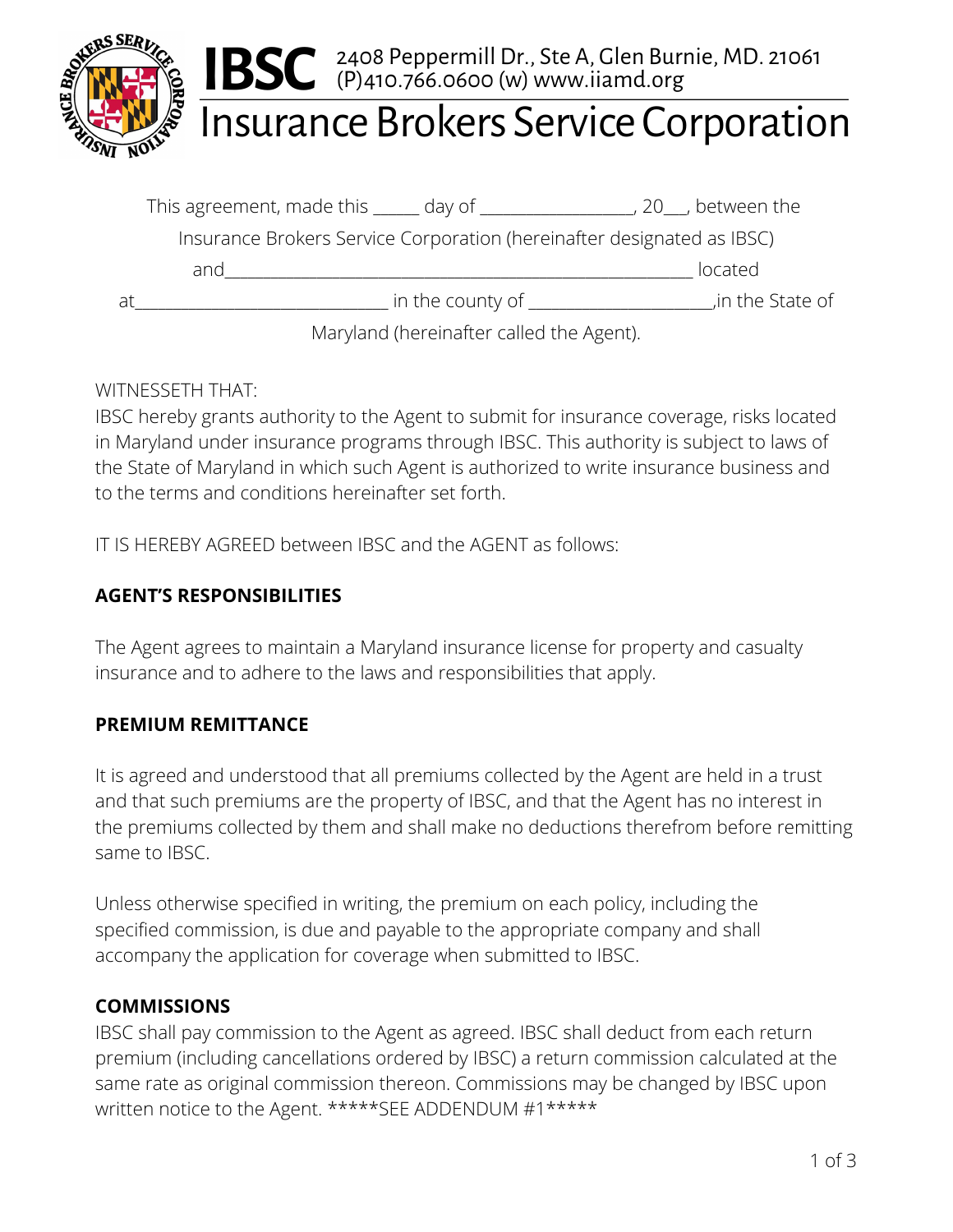# IBSC

2408 Peppermill Dr., Ste A, Glen Burnie, MD. 21061
(P)410.766.0600 (w) www.iiamd.org

## Insurance Brokers Service Corporation

This agreement, made this _____ day of _________________, 20___, between the Insurance Brokers Service Corporation (hereinafter designated as IBSC) and_____________________________________________________ located at_____________________________ in the county of _____________________,in the State of Maryland (hereinafter called the Agent).

WITNESSETH THAT:
IBSC hereby grants authority to the Agent to submit for insurance coverage, risks located in Maryland under insurance programs through IBSC. This authority is subject to laws of the State of Maryland in which such Agent is authorized to write insurance business and to the terms and conditions hereinafter set forth.

IT IS HEREBY AGREED between IBSC and the AGENT as follows:

**AGENT'S RESPONSIBILITIES**

The Agent agrees to maintain a Maryland insurance license for property and casualty insurance and to adhere to the laws and responsibilities that apply.

**PREMIUM REMITTANCE**

It is agreed and understood that all premiums collected by the Agent are held in a trust and that such premiums are the property of IBSC, and that the Agent has no interest in the premiums collected by them and shall make no deductions therefrom before remitting same to IBSC.

Unless otherwise specified in writing, the premium on each policy, including the specified commission, is due and payable to the appropriate company and shall accompany the application for coverage when submitted to IBSC.

**COMMISSIONS**

IBSC shall pay commission to the Agent as agreed. IBSC shall deduct from each return premium (including cancellations ordered by IBSC) a return commission calculated at the same rate as original commission thereon. Commissions may be changed by IBSC upon written notice to the Agent. *****SEE ADDENDUM #1*****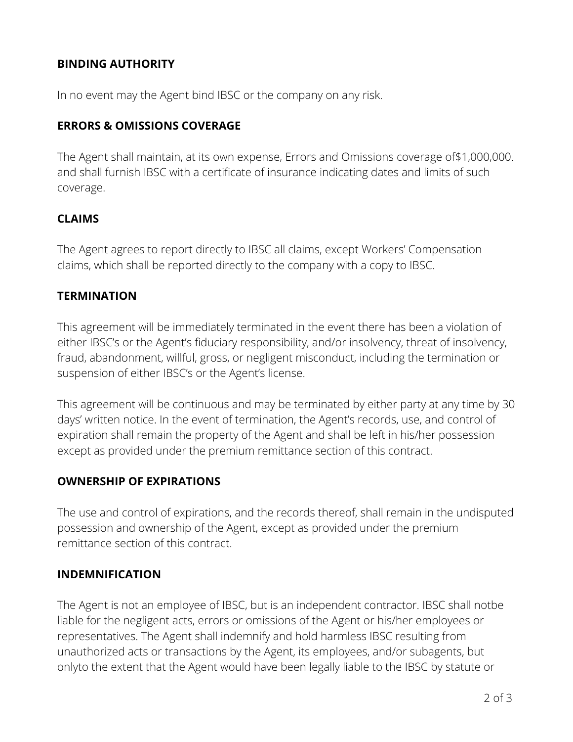**BINDING AUTHORITY**

In no event may the Agent bind IBSC or the company on any risk.

**ERRORS & OMISSIONS COVERAGE**

The Agent shall maintain, at its own expense, Errors and Omissions coverage of$1,000,000. and shall furnish IBSC with a certificate of insurance indicating dates and limits of such coverage.

**CLAIMS**

The Agent agrees to report directly to IBSC all claims, except Workers' Compensation claims, which shall be reported directly to the company with a copy to IBSC.

**TERMINATION**

This agreement will be immediately terminated in the event there has been a violation of either IBSC's or the Agent's fiduciary responsibility, and/or insolvency, threat of insolvency, fraud, abandonment, willful, gross, or negligent misconduct, including the termination or suspension of either IBSC's or the Agent's license.

This agreement will be continuous and may be terminated by either party at any time by 30 days' written notice. In the event of termination, the Agent's records, use, and control of expiration shall remain the property of the Agent and shall be left in his/her possession except as provided under the premium remittance section of this contract.

**OWNERSHIP OF EXPIRATIONS**

The use and control of expirations, and the records thereof, shall remain in the undisputed possession and ownership of the Agent, except as provided under the premium remittance section of this contract.

**INDEMNIFICATION**

The Agent is not an employee of IBSC, but is an independent contractor. IBSC shall notbe liable for the negligent acts, errors or omissions of the Agent or his/her employees or representatives. The Agent shall indemnify and hold harmless IBSC resulting from unauthorized acts or transactions by the Agent, its employees, and/or subagents, but onlyto the extent that the Agent would have been legally liable to the IBSC by statute or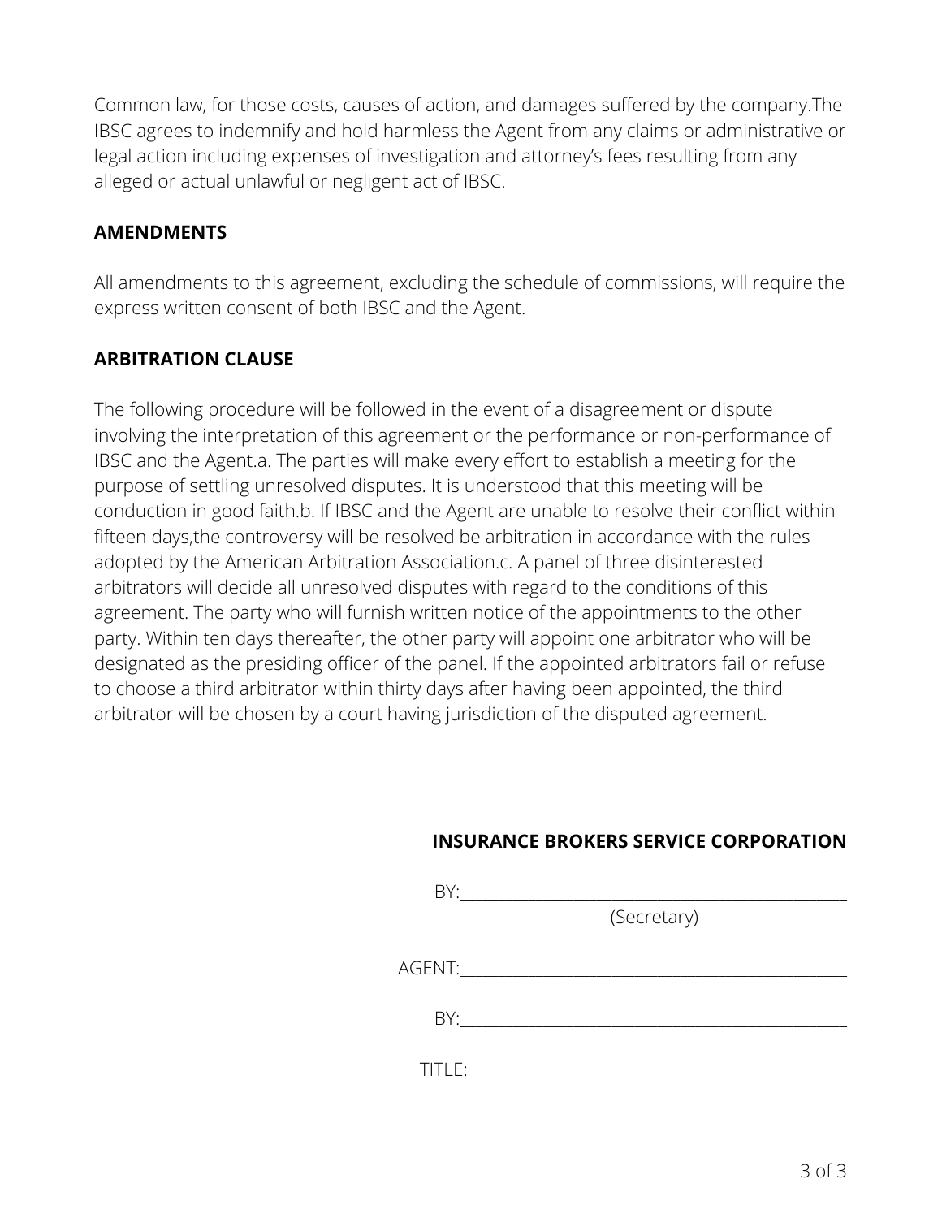Common law, for those costs, causes of action, and damages suffered by the company.The IBSC agrees to indemnify and hold harmless the Agent from any claims or administrative or legal action including expenses of investigation and attorney's fees resulting from any alleged or actual unlawful or negligent act of IBSC.

**AMENDMENTS**

All amendments to this agreement, excluding the schedule of commissions, will require the express written consent of both IBSC and the Agent.

**ARBITRATION CLAUSE**

The following procedure will be followed in the event of a disagreement or dispute involving the interpretation of this agreement or the performance or non-performance of IBSC and the Agent.a. The parties will make every effort to establish a meeting for the purpose of settling unresolved disputes. It is understood that this meeting will be conduction in good faith.b. If IBSC and the Agent are unable to resolve their conflict within fifteen days,the controversy will be resolved be arbitration in accordance with the rules adopted by the American Arbitration Association.c. A panel of three disinterested arbitrators will decide all unresolved disputes with regard to the conditions of this agreement. The party who will furnish written notice of the appointments to the other party. Within ten days thereafter, the other party will appoint one arbitrator who will be designated as the presiding officer of the panel. If the appointed arbitrators fail or refuse to choose a third arbitrator within thirty days after having been appointed, the third arbitrator will be chosen by a court having jurisdiction of the disputed agreement.

**INSURANCE BROKERS SERVICE CORPORATION**

BY:\_\_\_\_\_\_\_\_\_\_\_\_\_\_\_\_\_\_\_\_\_\_\_\_\_\_\_\_\_\_\_\_\_\_\_\_\_\_\_\_\_\_\_\_\_\_

(Secretary)

AGENT:\_\_\_\_\_\_\_\_\_\_\_\_\_\_\_\_\_\_\_\_\_\_\_\_\_\_\_\_\_\_\_\_\_\_\_\_\_\_\_\_\_\_\_\_

BY:\_\_\_\_\_\_\_\_\_\_\_\_\_\_\_\_\_\_\_\_\_\_\_\_\_\_\_\_\_\_\_\_\_\_\_\_\_\_\_\_\_\_\_\_\_\_

TITLE:\_\_\_\_\_\_\_\_\_\_\_\_\_\_\_\_\_\_\_\_\_\_\_\_\_\_\_\_\_\_\_\_\_\_\_\_\_\_\_\_\_\_\_\_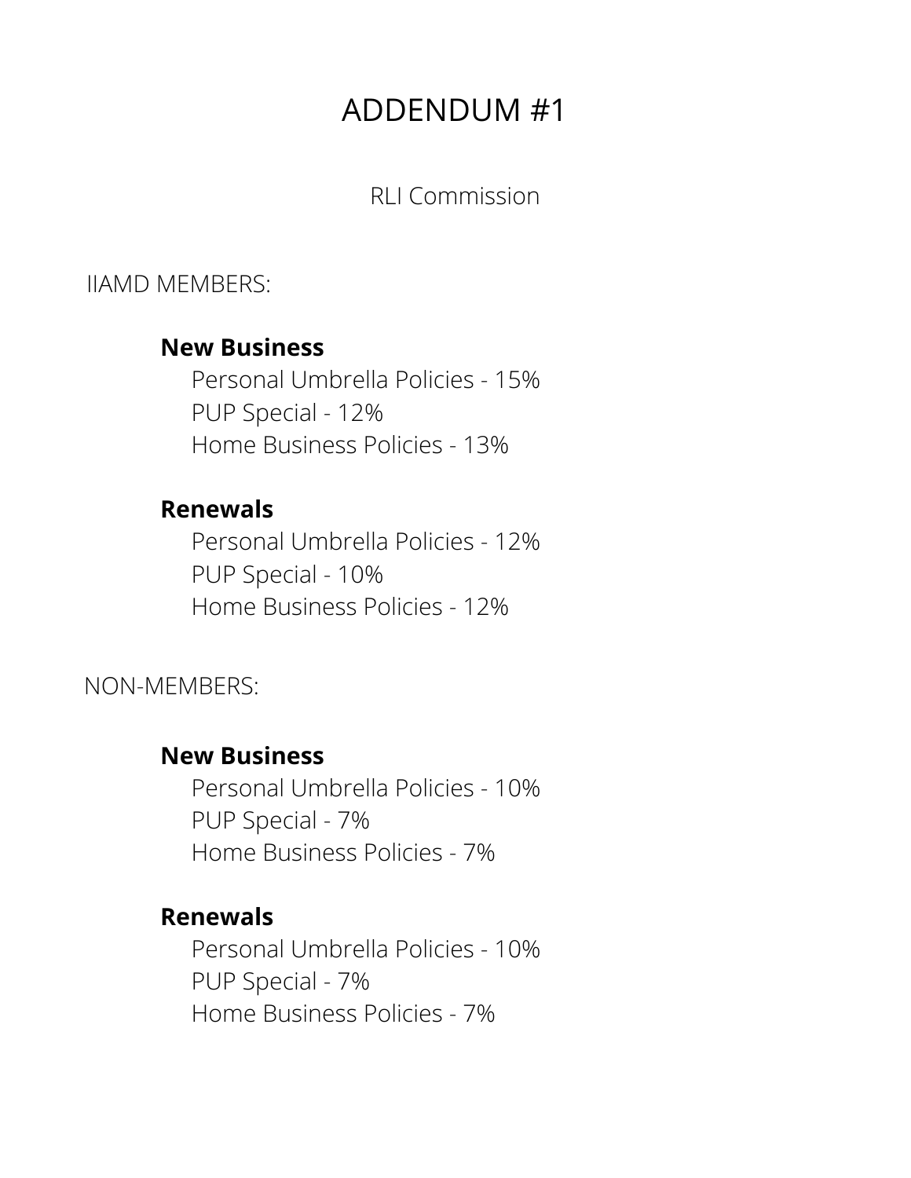# ADDENDUM #1

RLI Commission

IIAMD MEMBERS:

**New Business**

Personal Umbrella Policies - 15%
PUP Special - 12%
Home Business Policies - 13%

**Renewals**

Personal Umbrella Policies - 12%
PUP Special - 10%
Home Business Policies - 12%

NON-MEMBERS:

**New Business**

Personal Umbrella Policies - 10%
PUP Special - 7%
Home Business Policies - 7%

**Renewals**

Personal Umbrella Policies - 10%
PUP Special - 7%
Home Business Policies - 7%